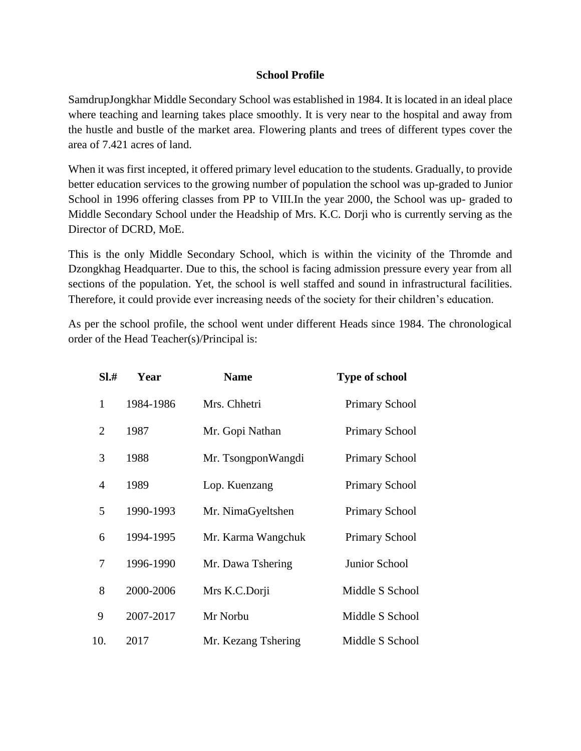**School Profile**

SamdrupJongkhar Middle Secondary School was established in 1984. It is located in an ideal place where teaching and learning takes place smoothly. It is very near to the hospital and away from the hustle and bustle of the market area. Flowering plants and trees of different types cover the area of 7.421 acres of land.

When it was first incepted, it offered primary level education to the students. Gradually, to provide better education services to the growing number of population the school was up-graded to Junior School in 1996 offering classes from PP to VIII.In the year 2000, the School was up- graded to Middle Secondary School under the Headship of Mrs. K.C. Dorji who is currently serving as the Director of DCRD, MoE.

This is the only Middle Secondary School, which is within the vicinity of the Thromde and Dzongkhag Headquarter. Due to this, the school is facing admission pressure every year from all sections of the population. Yet, the school is well staffed and sound in infrastructural facilities. Therefore, it could provide ever increasing needs of the society for their children's education.

As per the school profile, the school went under different Heads since 1984. The chronological order of the Head Teacher(s)/Principal is:

| Sl.# | Year | Name | Type of school |
|---|---|---|---|
| 1 | 1984-1986 | Mrs. Chhetri | Primary School |
| 2 | 1987 | Mr. Gopi Nathan | Primary School |
| 3 | 1988 | Mr. TsongponWangdi | Primary School |
| 4 | 1989 | Lop. Kuenzang | Primary School |
| 5 | 1990-1993 | Mr. NimaGyeltshen | Primary School |
| 6 | 1994-1995 | Mr. Karma Wangchuk | Primary School |
| 7 | 1996-1990 | Mr. Dawa Tshering | Junior School |
| 8 | 2000-2006 | Mrs K.C.Dorji | Middle S School |
| 9 | 2007-2017 | Mr Norbu | Middle S School |
| 10. | 2017 | Mr. Kezang Tshering | Middle S School |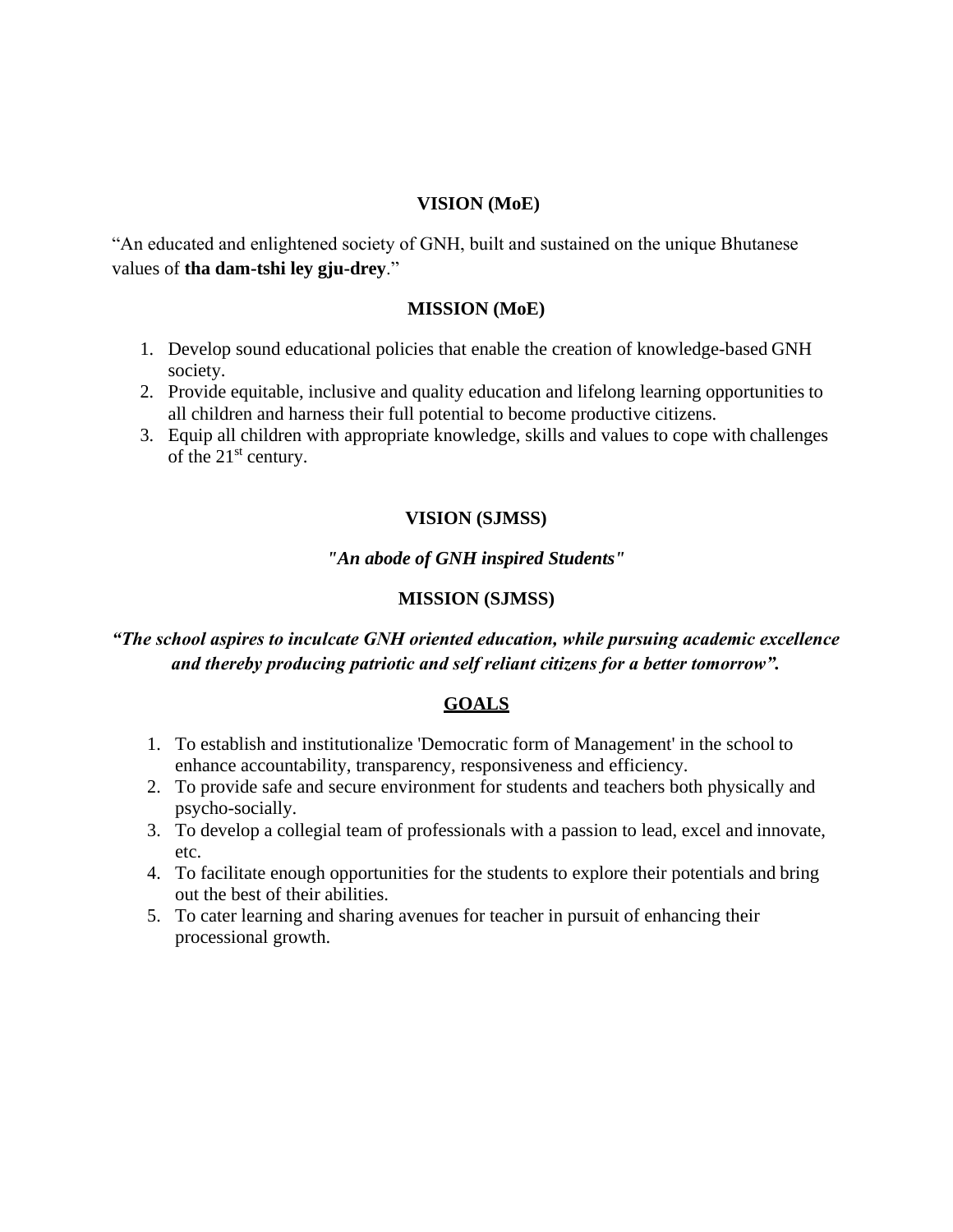## VISION (MoE)

"An educated and enlightened society of GNH, built and sustained on the unique Bhutanese values of **tha dam-tshi ley gju-drey**."

## MISSION (MoE)

1. Develop sound educational policies that enable the creation of knowledge-based GNH society.
2. Provide equitable, inclusive and quality education and lifelong learning opportunities to all children and harness their full potential to become productive citizens.
3. Equip all children with appropriate knowledge, skills and values to cope with challenges of the 21st century.

## VISION (SJMSS)

***"An abode of GNH inspired Students"***

## MISSION (SJMSS)

***"The school aspires to inculcate GNH oriented education, while pursuing academic excellence and thereby producing patriotic and self reliant citizens for a better tomorrow".***

## GOALS

1. To establish and institutionalize 'Democratic form of Management' in the school to enhance accountability, transparency, responsiveness and efficiency.
2. To provide safe and secure environment for students and teachers both physically and psycho-socially.
3. To develop a collegial team of professionals with a passion to lead, excel and innovate, etc.
4. To facilitate enough opportunities for the students to explore their potentials and bring out the best of their abilities.
5. To cater learning and sharing avenues for teacher in pursuit of enhancing their processional growth.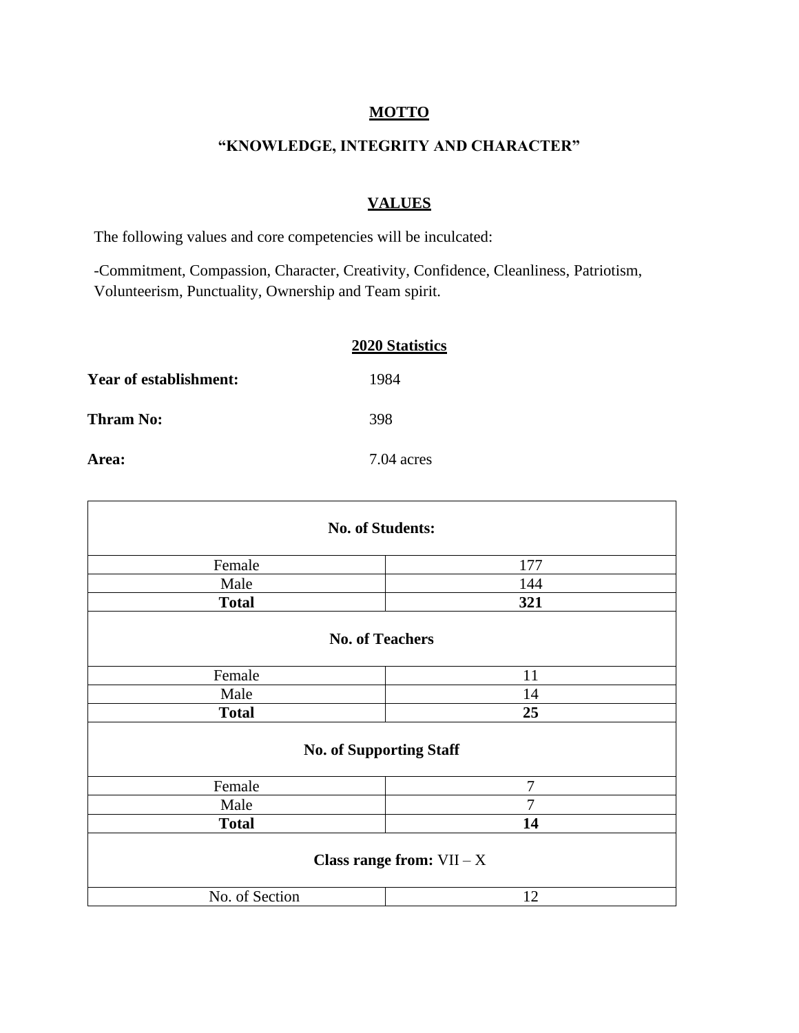## MOTTO

### "KNOWLEDGE, INTEGRITY AND CHARACTER"

## VALUES

The following values and core competencies will be inculcated:

-Commitment, Compassion, Character, Creativity, Confidence, Cleanliness, Patriotism, Volunteerism, Punctuality, Ownership and Team spirit.

## 2020 Statistics

**Year of establishment:** 1984

**Thram No:** 398

**Area:** 7.04 acres

| | |
|---|---|
| **No. of Students:** | |
| Female | 177 |
| Male | 144 |
| **Total** | **321** |
| **No. of Teachers** | |
| Female | 11 |
| Male | 14 |
| **Total** | **25** |
| **No. of Supporting Staff** | |
| Female | 7 |
| Male | 7 |
| **Total** | **14** |
| **Class range from:** VII – X | |
| No. of Section | 12 |